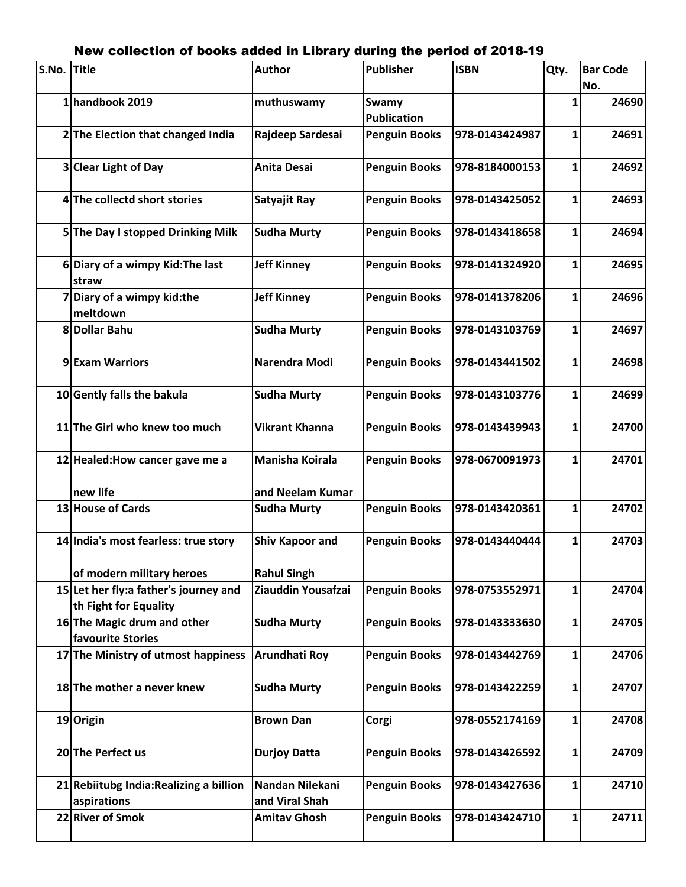## New collection of books added in Library during the period of 2018-19

| S.No. | Title | Author | Publisher | ISBN | Qty. | Bar Code No. |
|---|---|---|---|---|---|---|
| 1 | handbook 2019 | muthuswamy | Swamy Publication | | 1 | 24690 |
| 2 | The Election that changed India | Rajdeep Sardesai | Penguin Books | 978-0143424987 | 1 | 24691 |
| 3 | Clear Light of Day | Anita Desai | Penguin Books | 978-8184000153 | 1 | 24692 |
| 4 | The collectd short stories | Satyajit Ray | Penguin Books | 978-0143425052 | 1 | 24693 |
| 5 | The Day I stopped Drinking Milk | Sudha Murty | Penguin Books | 978-0143418658 | 1 | 24694 |
| 6 | Diary of a wimpy Kid:The last straw | Jeff Kinney | Penguin Books | 978-0141324920 | 1 | 24695 |
| 7 | Diary of a wimpy kid:the meltdown | Jeff Kinney | Penguin Books | 978-0141378206 | 1 | 24696 |
| 8 | Dollar Bahu | Sudha Murty | Penguin Books | 978-0143103769 | 1 | 24697 |
| 9 | Exam Warriors | Narendra Modi | Penguin Books | 978-0143441502 | 1 | 24698 |
| 10 | Gently falls the bakula | Sudha Murty | Penguin Books | 978-0143103776 | 1 | 24699 |
| 11 | The Girl who knew too much | Vikrant Khanna | Penguin Books | 978-0143439943 | 1 | 24700 |
| 12 | Healed:How cancer gave me a new life | Manisha Koirala and Neelam Kumar | Penguin Books | 978-0670091973 | 1 | 24701 |
| 13 | House of Cards | Sudha Murty | Penguin Books | 978-0143420361 | 1 | 24702 |
| 14 | India's most fearless: true story of modern military heroes | Shiv Kapoor and Rahul Singh | Penguin Books | 978-0143440444 | 1 | 24703 |
| 15 | Let her fly:a father's journey and th Fight for Equality | Ziauddin Yousafzai | Penguin Books | 978-0753552971 | 1 | 24704 |
| 16 | The Magic drum and other favourite Stories | Sudha Murty | Penguin Books | 978-0143333630 | 1 | 24705 |
| 17 | The Ministry of utmost happiness | Arundhati Roy | Penguin Books | 978-0143442769 | 1 | 24706 |
| 18 | The mother a never knew | Sudha Murty | Penguin Books | 978-0143422259 | 1 | 24707 |
| 19 | Origin | Brown Dan | Corgi | 978-0552174169 | 1 | 24708 |
| 20 | The Perfect us | Durjoy Datta | Penguin Books | 978-0143426592 | 1 | 24709 |
| 21 | Rebiitubg India:Realizing a billion aspirations | Nandan Nilekani and Viral Shah | Penguin Books | 978-0143427636 | 1 | 24710 |
| 22 | River of Smok | Amitav Ghosh | Penguin Books | 978-0143424710 | 1 | 24711 |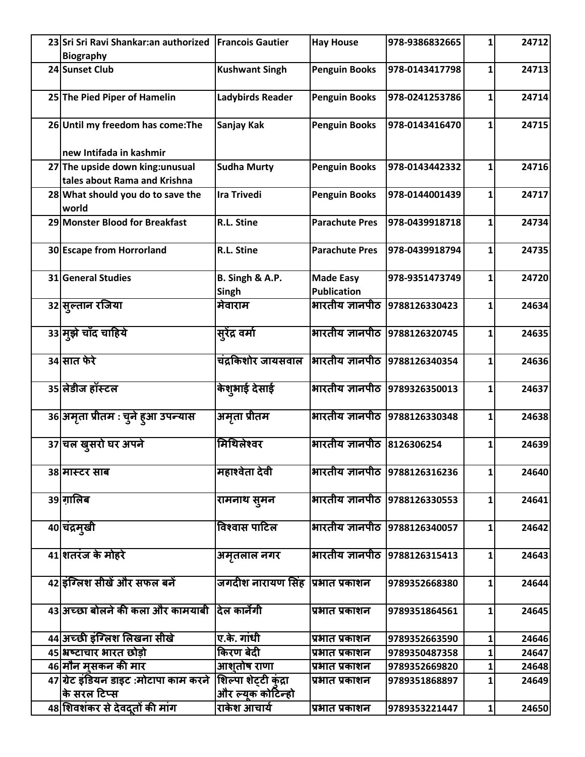| 23 | Sri Sri Ravi Shankar:an authorized Biography | Francois Gautier | Hay House | 978-9386832665 | 1 | 24712 |
|---|---|---|---|---|---|---|
| 24 | Sunset Club | Kushwant Singh | Penguin Books | 978-0143417798 | 1 | 24713 |
| 25 | The Pied Piper of Hamelin | Ladybirds Reader | Penguin Books | 978-0241253786 | 1 | 24714 |
| 26 | Until my freedom has come:The new Intifada in kashmir | Sanjay Kak | Penguin Books | 978-0143416470 | 1 | 24715 |
| 27 | The upside down king:unusual tales about Rama and Krishna | Sudha Murty | Penguin Books | 978-0143442332 | 1 | 24716 |
| 28 | What should you do to save the world | Ira Trivedi | Penguin Books | 978-0144001439 | 1 | 24717 |
| 29 | Monster Blood for Breakfast | R.L. Stine | Parachute Pres | 978-0439918718 | 1 | 24734 |
| 30 | Escape from Horrorland | R.L. Stine | Parachute Pres | 978-0439918794 | 1 | 24735 |
| 31 | General Studies | B. Singh & A.P. Singh | Made Easy Publication | 978-9351473749 | 1 | 24720 |
| 32 | सुल्तान रजिया | मेवाराम | भारतीय ज्ञानपीठ | 9788126330423 | 1 | 24634 |
| 33 | मुझे चाँद चाहिये | सुरेंद्र वर्मा | भारतीय ज्ञानपीठ | 9788126320745 | 1 | 24635 |
| 34 | सात फेरे | चंद्रकिशोर जायसवाल | भारतीय ज्ञानपीठ | 9788126340354 | 1 | 24636 |
| 35 | लेडीज हॉस्टल | केशुभाई देसाई | भारतीय ज्ञानपीठ | 9789326350013 | 1 | 24637 |
| 36 | अमृता प्रीतम : चुने हुआ उपन्यास | अमृता प्रीतम | भारतीय ज्ञानपीठ | 9788126330348 | 1 | 24638 |
| 37 | चल खुसरो घर अपने | मिथिलेश्वर | भारतीय ज्ञानपीठ | 8126306254 | 1 | 24639 |
| 38 | मास्टर साब | महाश्वेता देवी | भारतीय ज्ञानपीठ | 9788126316236 | 1 | 24640 |
| 39 | ग़ालिब | रामनाथ सुमन | भारतीय ज्ञानपीठ | 9788126330553 | 1 | 24641 |
| 40 | चंद्रमुखी | विश्वास पाटिल | भारतीय ज्ञानपीठ | 9788126340057 | 1 | 24642 |
| 41 | शतरंज के मोहरे | अमृतलाल नगर | भारतीय ज्ञानपीठ | 9788126315413 | 1 | 24643 |
| 42 | इंग्लिश सीखें और सफल बनें | जगदीश नारायण सिंह | प्रभात प्रकाशन | 9789352668380 | 1 | 24644 |
| 43 | अच्छा बोलने की कला और कामयाबी | देल कार्नेगी | प्रभात प्रकाशन | 9789351864561 | 1 | 24645 |
| 44 | अच्छी इंग्लिश लिखना सीखे | ए.के. गांधी | प्रभात प्रकाशन | 9789352663590 | 1 | 24646 |
| 45 | भ्रष्टाचार भारत छोड़ो | किरण बेदी | प्रभात प्रकाशन | 9789350487358 | 1 | 24647 |
| 46 | मौन मुसकन की मार | आशुतोष राणा | प्रभात प्रकाशन | 9789352669820 | 1 | 24648 |
| 47 | ग्रेट इंडियन डाइट :मोटापा काम करने के सरल टिप्स | शिल्पा शेट्टी कुंद्रा और ल्यूक कोटिन्हो | प्रभात प्रकाशन | 9789351868897 | 1 | 24649 |
| 48 | शिवशंकर से देवदूतों की मांग | राकेश आचार्य | प्रभात प्रकाशन | 9789353221447 | 1 | 24650 |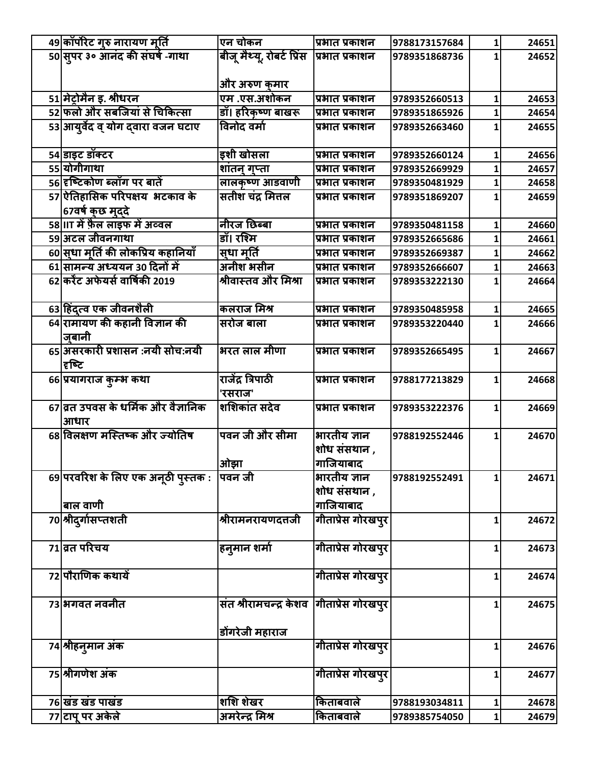| 49 | कॉर्पोरेट गुरु नारायण मूर्ति | एन चोकन | प्रभात प्रकाशन | 9788173157684 | 1 | 24651 |
|---|---|---|---|---|---|---|
| 50 | सुपर ३० आनंद की संघर्ष -गाथा | बीजू मैथ्यू, रोबर्ट प्रिंस और अरुण कुमार | प्रभात प्रकाशन | 9789351868736 | 1 | 24652 |
| 51 | मेट्रोमैन इ. श्रीधरन | एम .एस.अशोकन | प्रभात प्रकाशन | 9789352660513 | 1 | 24653 |
| 52 | फलो और सबजियां से चिकित्सा | डॉ। हरिकृष्ण बाखरू | प्रभात प्रकाशन | 9789351865926 | 1 | 24654 |
| 53 | आयुर्वेद व् योग द्वारा वजन घटाए | विनोद वर्मा | प्रभात प्रकाशन | 9789352663460 | 1 | 24655 |
| 54 | डाइट डॉक्टर | इशी खोसला | प्रभात प्रकाशन | 9789352660124 | 1 | 24656 |
| 55 | योगीगाथा | शांतनु गुप्ता | प्रभात प्रकाशन | 9789352669929 | 1 | 24657 |
| 56 | दृष्टिकोण ब्लॉग पर बातें | लालकृष्ण आडवाणी | प्रभात प्रकाशन | 9789350481929 | 1 | 24658 |
| 57 | ऐतिहासिक परिपक्षय भटकाव के 67वर्ष कुछ मुद्दे | सतीश चंद्र मित्तल | प्रभात प्रकाशन | 9789351869207 | 1 | 24659 |
| 58 | IIT में फ़ैल लाइफ में अव्वल | नीरज छिब्बा | प्रभात प्रकाशन | 9789350481158 | 1 | 24660 |
| 59 | अटल जीवनगाथा | डॉ। रश्मि | प्रभात प्रकाशन | 9789352665686 | 1 | 24661 |
| 60 | सुधा मूर्ति की लोकप्रिय कहानियाँ | सुधा मूर्ति | प्रभात प्रकाशन | 9789352669387 | 1 | 24662 |
| 61 | सामन्य अध्ययन 30 दिनों में | अनीश भसीन | प्रभात प्रकाशन | 9789352666607 | 1 | 24663 |
| 62 | करेंट अफेयर्स वार्षिकी 2019 | श्रीवास्तव और मिश्रा | प्रभात प्रकाशन | 9789353222130 | 1 | 24664 |
| 63 | हिंदुत्व एक जीवनशैली | कलराज मिश्र | प्रभात प्रकाशन | 9789350485958 | 1 | 24665 |
| 64 | रामायण की कहानी विज्ञान की जुबानी | सरोज बाला | प्रभात प्रकाशन | 9789353220440 | 1 | 24666 |
| 65 | असरकारी प्रशासन :नयी सोच:नयी दृष्टि | भरत लाल मीणा | प्रभात प्रकाशन | 9789352665495 | 1 | 24667 |
| 66 | प्रयागराज कुम्भ कथा | राजेंद्र त्रिपाठी 'रसराज' | प्रभात प्रकाशन | 9788177213829 | 1 | 24668 |
| 67 | व्रत उपवस के धर्मिक और वैज्ञानिक आधार | शशिकांत सदेव | प्रभात प्रकाशन | 9789353222376 | 1 | 24669 |
| 68 | विलक्षण मस्तिष्क और ज्योतिष | पवन जी और सीमा ओझा | भारतीय ज्ञान शोध संसथान , गाजियाबाद | 9788192552446 | 1 | 24670 |
| 69 | परवरिश के लिए एक अनूठी पुस्तक : बाल वाणी | पवन जी | भारतीय ज्ञान शोध संसथान , गाजियाबाद | 9788192552491 | 1 | 24671 |
| 70 | श्रीदुर्गासप्तशती | श्रीरामनरायणदत्तजी | गीताप्रेस गोरखपुर | | 1 | 24672 |
| 71 | व्रत परिचय | हनुमान शर्मा | गीताप्रेस गोरखपुर | | 1 | 24673 |
| 72 | पौराणिक कथायें | | गीताप्रेस गोरखपुर | | 1 | 24674 |
| 73 | भगवत नवनीत | संत श्रीरामचन्द्र केशव डोंगरेजी महाराज | गीताप्रेस गोरखपुर | | 1 | 24675 |
| 74 | श्रीहनुमान अंक | | गीताप्रेस गोरखपुर | | 1 | 24676 |
| 75 | श्रीगणेश अंक | | गीताप्रेस गोरखपुर | | 1 | 24677 |
| 76 | खंड खंड पाखंड | शशि शेखर | किताबवाले | 9788193034811 | 1 | 24678 |
| 77 | टापू पर अकेले | अमरेन्द्र मिश्र | किताबवाले | 9789385754050 | 1 | 24679 |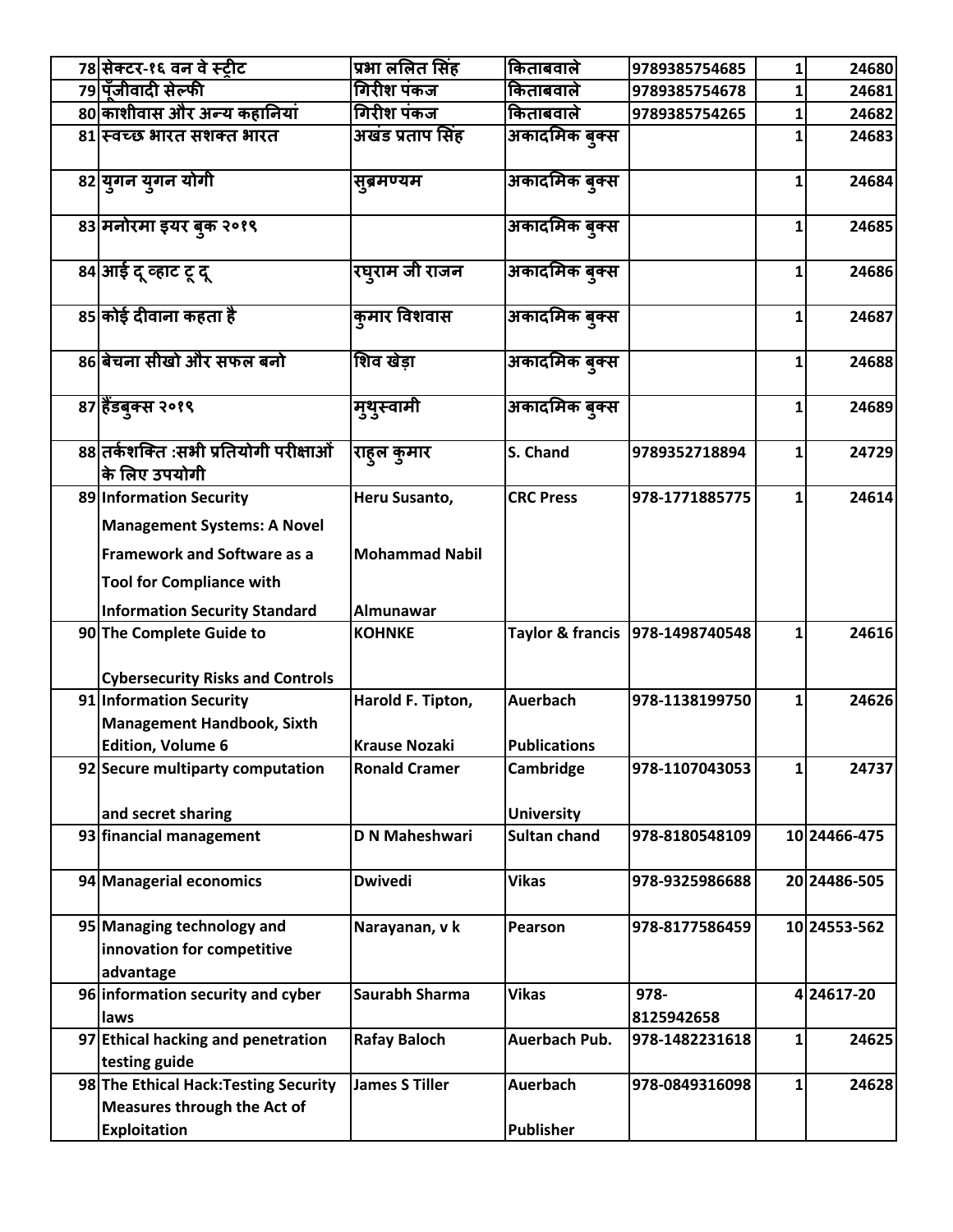| 78 | सेक्टर-१६ वन वे स्ट्रीट | प्रभा ललित सिंह | किताबवाले | 9789385754685 | 1 | 24680 |
|---|---|---|---|---|---|---|
| 79 | पूँजीवादी सेल्फी | गिरीश पंकज | किताबवाले | 9789385754678 | 1 | 24681 |
| 80 | काशीवास और अन्य कहानियां | गिरीश पंकज | किताबवाले | 9789385754265 | 1 | 24682 |
| 81 | स्वच्छ भारत सशक्त भारत | अखंड प्रताप सिंह | अकादमिक बुक्स | | 1 | 24683 |
| 82 | युगन युगन योगी | सुब्रमण्यम | अकादमिक बुक्स | | 1 | 24684 |
| 83 | मनोरमा इयर बुक २०१९ | | अकादमिक बुक्स | | 1 | 24685 |
| 84 | आई दू व्हाट टू दू | रघुराम जी राजन | अकादमिक बुक्स | | 1 | 24686 |
| 85 | कोई दीवाना कहता है | कुमार विशवास | अकादमिक बुक्स | | 1 | 24687 |
| 86 | बेचना सीखो और सफल बनो | शिव खेड़ा | अकादमिक बुक्स | | 1 | 24688 |
| 87 | हैंडबुक्स २०१९ | मुथुस्वामी | अकादमिक बुक्स | | 1 | 24689 |
| 88 | तर्कशक्ति :सभी प्रतियोगी परीक्षाओं के लिए उपयोगी | राहुल कुमार | S. Chand | 9789352718894 | 1 | 24729 |
| 89 | Information Security Management Systems: A Novel Framework and Software as a Tool for Compliance with Information Security Standard | Heru Susanto, Mohammad Nabil Almunawar | CRC Press | 978-1771885775 | 1 | 24614 |
| 90 | The Complete Guide to Cybersecurity Risks and Controls | KOHNKE | Taylor & francis | 978-1498740548 | 1 | 24616 |
| 91 | Information Security Management Handbook, Sixth Edition, Volume 6 | Harold F. Tipton, Krause Nozaki | Auerbach Publications | 978-1138199750 | 1 | 24626 |
| 92 | Secure multiparty computation and secret sharing | Ronald Cramer | Cambridge University | 978-1107043053 | 1 | 24737 |
| 93 | financial management | D N Maheshwari | Sultan chand | 978-8180548109 | 10 | 24466-475 |
| 94 | Managerial economics | Dwivedi | Vikas | 978-9325986688 | 20 | 24486-505 |
| 95 | Managing technology and innovation for competitive advantage | Narayanan, v k | Pearson | 978-8177586459 | 10 | 24553-562 |
| 96 | information security and cyber laws | Saurabh Sharma | Vikas | 978-8125942658 | 4 | 24617-20 |
| 97 | Ethical hacking and penetration testing guide | Rafay Baloch | Auerbach Pub. | 978-1482231618 | 1 | 24625 |
| 98 | The Ethical Hack:Testing Security Measures through the Act of Exploitation | James S Tiller | Auerbach Publisher | 978-0849316098 | 1 | 24628 |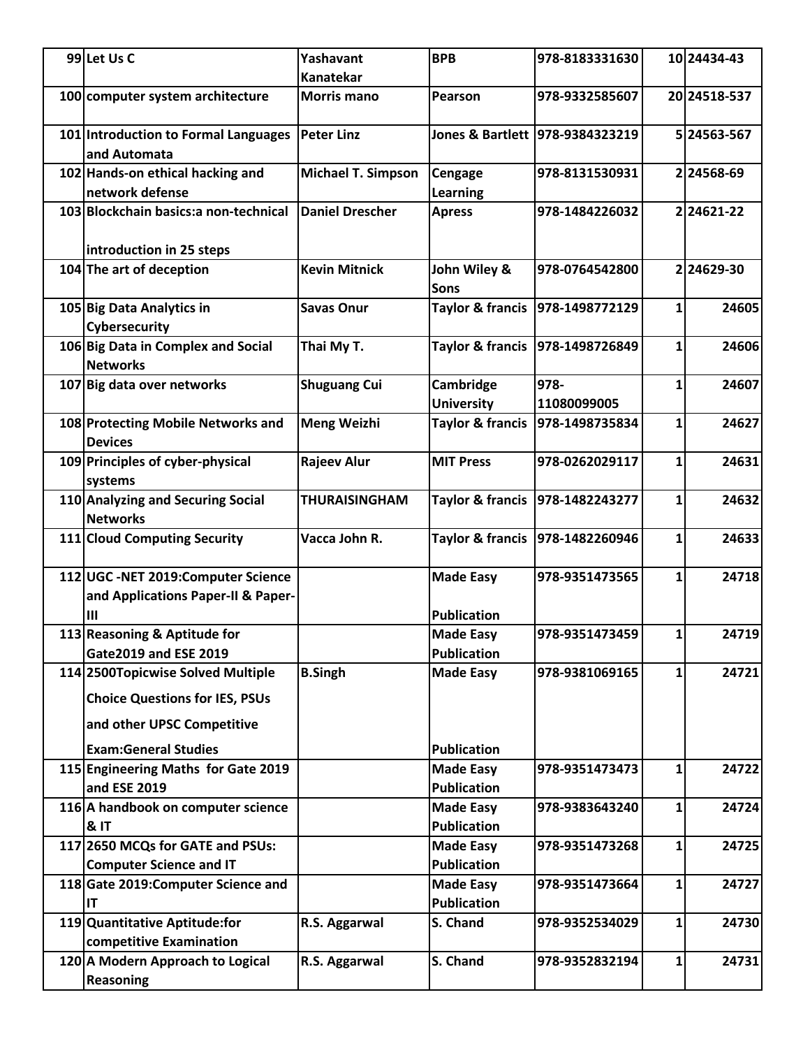| | | | | | | |
|---|---|---|---|---|---|---|
| 99 | Let Us C | Yashavant Kanatekar | BPB | 978-8183331630 | 10 | 24434-43 |
| 100 | computer system architecture | Morris mano | Pearson | 978-9332585607 | 20 | 24518-537 |
| 101 | Introduction to Formal Languages and Automata | Peter Linz | Jones & Bartlett | 978-9384323219 | 5 | 24563-567 |
| 102 | Hands-on ethical hacking and network defense | Michael T. Simpson | Cengage Learning | 978-8131530931 | 2 | 24568-69 |
| 103 | Blockchain basics:a non-technical introduction in 25 steps | Daniel Drescher | Apress | 978-1484226032 | 2 | 24621-22 |
| 104 | The art of deception | Kevin Mitnick | John Wiley & Sons | 978-0764542800 | 2 | 24629-30 |
| 105 | Big Data Analytics in Cybersecurity | Savas Onur | Taylor & francis | 978-1498772129 | 1 | 24605 |
| 106 | Big Data in Complex and Social Networks | Thai My T. | Taylor & francis | 978-1498726849 | 1 | 24606 |
| 107 | Big data over networks | Shuguang Cui | Cambridge University | 978-11080099005 | 1 | 24607 |
| 108 | Protecting Mobile Networks and Devices | Meng Weizhi | Taylor & francis | 978-1498735834 | 1 | 24627 |
| 109 | Principles of cyber-physical systems | Rajeev Alur | MIT Press | 978-0262029117 | 1 | 24631 |
| 110 | Analyzing and Securing Social Networks | THURAISINGHAM | Taylor & francis | 978-1482243277 | 1 | 24632 |
| 111 | Cloud Computing Security | Vacca John R. | Taylor & francis | 978-1482260946 | 1 | 24633 |
| 112 | UGC -NET 2019:Computer Science and Applications Paper-II & Paper-III | | Made Easy Publication | 978-9351473565 | 1 | 24718 |
| 113 | Reasoning & Aptitude for Gate2019 and ESE 2019 | | Made Easy Publication | 978-9351473459 | 1 | 24719 |
| 114 | 2500Topicwise Solved Multiple Choice Questions for IES, PSUs and other UPSC Competitive Exam:General Studies | B.Singh | Made Easy Publication | 978-9381069165 | 1 | 24721 |
| 115 | Engineering Maths for Gate 2019 and ESE 2019 | | Made Easy Publication | 978-9351473473 | 1 | 24722 |
| 116 | A handbook on computer science & IT | | Made Easy Publication | 978-9383643240 | 1 | 24724 |
| 117 | 2650 MCQs for GATE and PSUs: Computer Science and IT | | Made Easy Publication | 978-9351473268 | 1 | 24725 |
| 118 | Gate 2019:Computer Science and IT | | Made Easy Publication | 978-9351473664 | 1 | 24727 |
| 119 | Quantitative Aptitude:for competitive Examination | R.S. Aggarwal | S. Chand | 978-9352534029 | 1 | 24730 |
| 120 | A Modern Approach to Logical Reasoning | R.S. Aggarwal | S. Chand | 978-9352832194 | 1 | 24731 |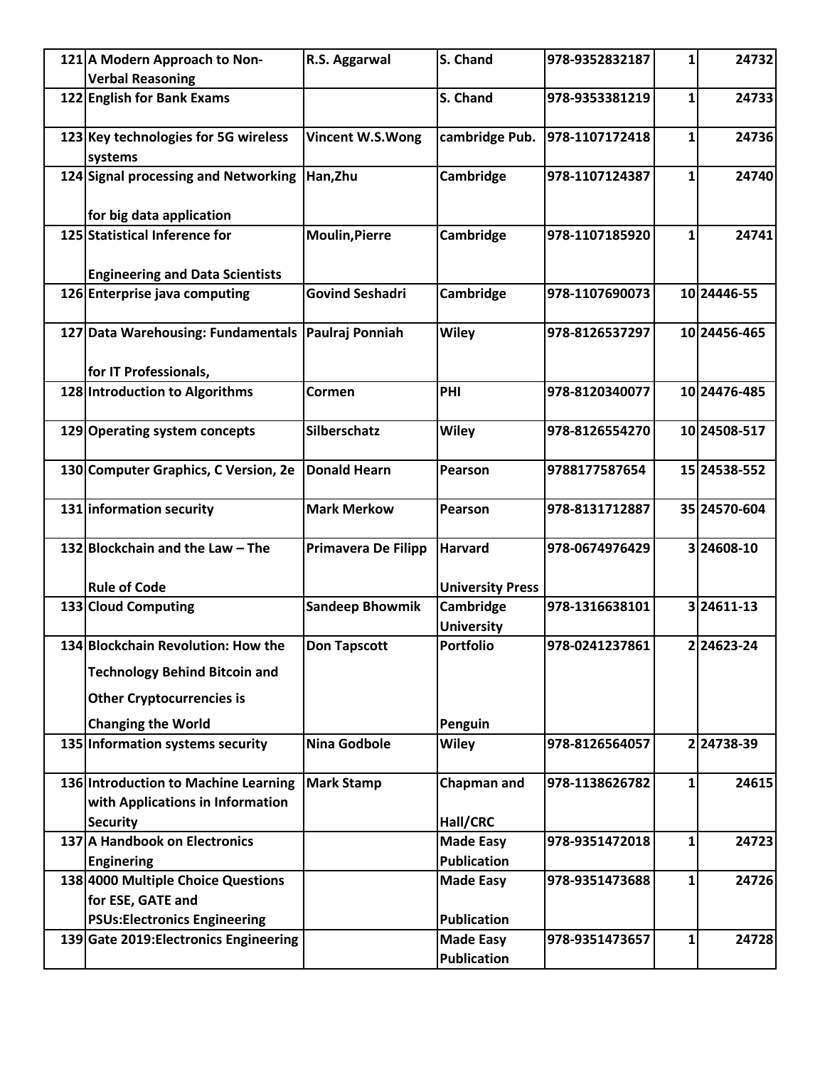| | | | | | | |
|---|---|---|---|---|---|---|
| 121 | A Modern Approach to Non-Verbal Reasoning | R.S. Aggarwal | S. Chand | 978-9352832187 | 1 | 24732 |
| 122 | English for Bank Exams | | S. Chand | 978-9353381219 | 1 | 24733 |
| 123 | Key technologies for 5G wireless systems | Vincent W.S.Wong | cambridge Pub. | 978-1107172418 | 1 | 24736 |
| 124 | Signal processing and Networking for big data application | Han,Zhu | Cambridge | 978-1107124387 | 1 | 24740 |
| 125 | Statistical Inference for Engineering and Data Scientists | Moulin,Pierre | Cambridge | 978-1107185920 | 1 | 24741 |
| 126 | Enterprise java computing | Govind Seshadri | Cambridge | 978-1107690073 | 10 | 24446-55 |
| 127 | Data Warehousing: Fundamentals for IT Professionals, | Paulraj Ponniah | Wiley | 978-8126537297 | 10 | 24456-465 |
| 128 | Introduction to Algorithms | Cormen | PHI | 978-8120340077 | 10 | 24476-485 |
| 129 | Operating system concepts | Silberschatz | Wiley | 978-8126554270 | 10 | 24508-517 |
| 130 | Computer Graphics, C Version, 2e | Donald Hearn | Pearson | 9788177587654 | 15 | 24538-552 |
| 131 | information security | Mark Merkow | Pearson | 978-8131712887 | 35 | 24570-604 |
| 132 | Blockchain and the Law – The Rule of Code | Primavera De Filipp | Harvard University Press | 978-0674976429 | 3 | 24608-10 |
| 133 | Cloud Computing | Sandeep Bhowmik | Cambridge University | 978-1316638101 | 3 | 24611-13 |
| 134 | Blockchain Revolution: How the Technology Behind Bitcoin and Other Cryptocurrencies is Changing the World | Don Tapscott | Portfolio Penguin | 978-0241237861 | 2 | 24623-24 |
| 135 | Information systems security | Nina Godbole | Wiley | 978-8126564057 | 2 | 24738-39 |
| 136 | Introduction to Machine Learning with Applications in Information Security | Mark Stamp | Chapman and Hall/CRC | 978-1138626782 | 1 | 24615 |
| 137 | A Handbook on Electronics Enginering | | Made Easy Publication | 978-9351472018 | 1 | 24723 |
| 138 | 4000 Multiple Choice Questions for ESE, GATE and PSUs:Electronics Engineering | | Made Easy Publication | 978-9351473688 | 1 | 24726 |
| 139 | Gate 2019:Electronics Engineering | | Made Easy Publication | 978-9351473657 | 1 | 24728 |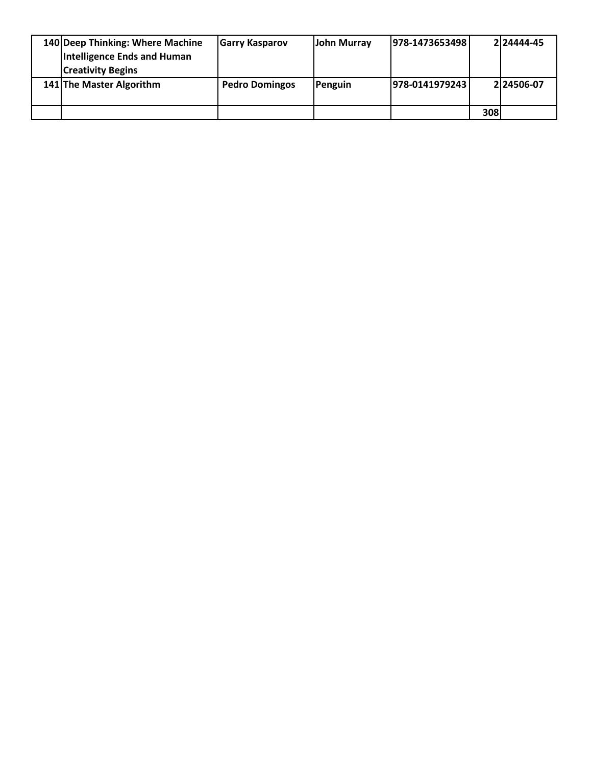| | | | | | | |
|---|---|---|---|---|---|---|
| 140 | Deep Thinking: Where Machine Intelligence Ends and Human Creativity Begins | Garry Kasparov | John Murray | 978-1473653498 | 2 | 24444-45 |
| 141 | The Master Algorithm | Pedro Domingos | Penguin | 978-0141979243 | 2 | 24506-07 |
| | | | | | 308 | |